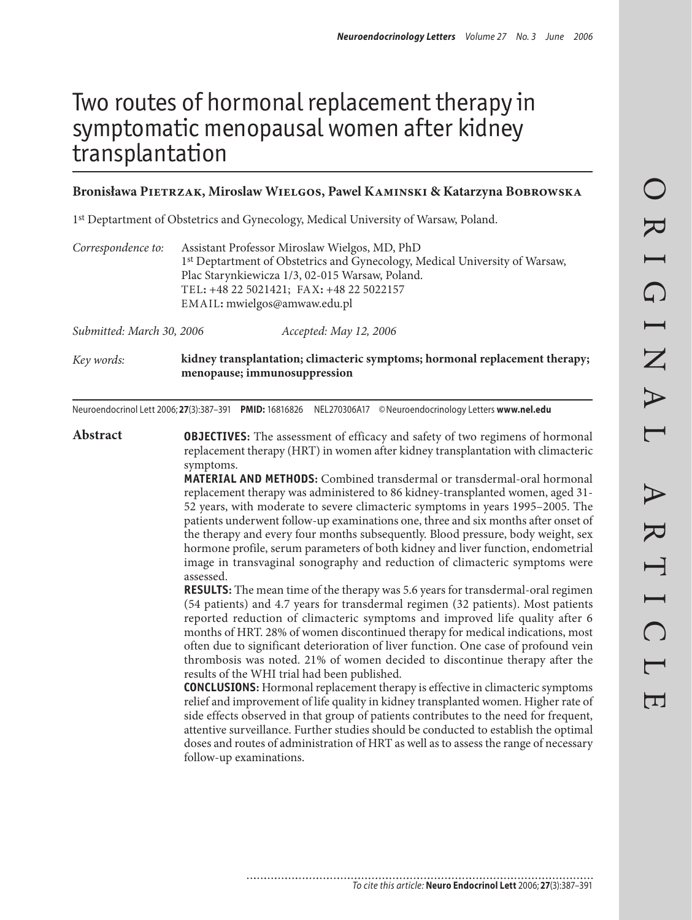# Two routes of hormonal replacement therapy in symptomatic menopausal women after kidney transplantation

**Bronisława Pietrzak, Miroslaw Wielgos, Pawel Kaminski & Katarzyna Bobrowska**

1st Deptartment of Obstetrics and Gynecology, Medical University of Warsaw, Poland.

*Correspondence to:* Assistant Professor Miroslaw Wielgos, MD, PhD
1st Deptartment of Obstetrics and Gynecology, Medical University of Warsaw,
Plac Starynkiewicza 1/3, 02-015 Warsaw, Poland.
TEL: +48 22 5021421; FAX: +48 22 5022157
EMAIL: mwielgos@amwaw.edu.pl

*Submitted: March 30, 2006* *Accepted: May 12, 2006*

*Key words:* **kidney transplantation; climacteric symptoms; hormonal replacement therapy; menopause; immunosuppression**

Neuroendocrinol Lett 2006; **27**(3):387–391 **PMID:** 16816826 NEL270306A17 ©Neuroendocrinology Letters **www.nel.edu**

## Abstract

**OBJECTIVES:** The assessment of efficacy and safety of two regimens of hormonal replacement therapy (HRT) in women after kidney transplantation with climacteric symptoms.

**MATERIAL AND METHODS:** Combined transdermal or transdermal-oral hormonal replacement therapy was administered to 86 kidney-transplanted women, aged 31-52 years, with moderate to severe climacteric symptoms in years 1995–2005. The patients underwent follow-up examinations one, three and six months after onset of the therapy and every four months subsequently. Blood pressure, body weight, sex hormone profile, serum parameters of both kidney and liver function, endometrial image in transvaginal sonography and reduction of climacteric symptoms were assessed.

**RESULTS:** The mean time of the therapy was 5.6 years for transdermal-oral regimen (54 patients) and 4.7 years for transdermal regimen (32 patients). Most patients reported reduction of climacteric symptoms and improved life quality after 6 months of HRT. 28% of women discontinued therapy for medical indications, most often due to significant deterioration of liver function. One case of profound vein thrombosis was noted. 21% of women decided to discontinue therapy after the results of the WHI trial had been published.

**CONCLUSIONS:** Hormonal replacement therapy is effective in climacteric symptoms relief and improvement of life quality in kidney transplanted women. Higher rate of side effects observed in that group of patients contributes to the need for frequent, attentive surveillance. Further studies should be conducted to establish the optimal doses and routes of administration of HRT as well as to assess the range of necessary follow-up examinations.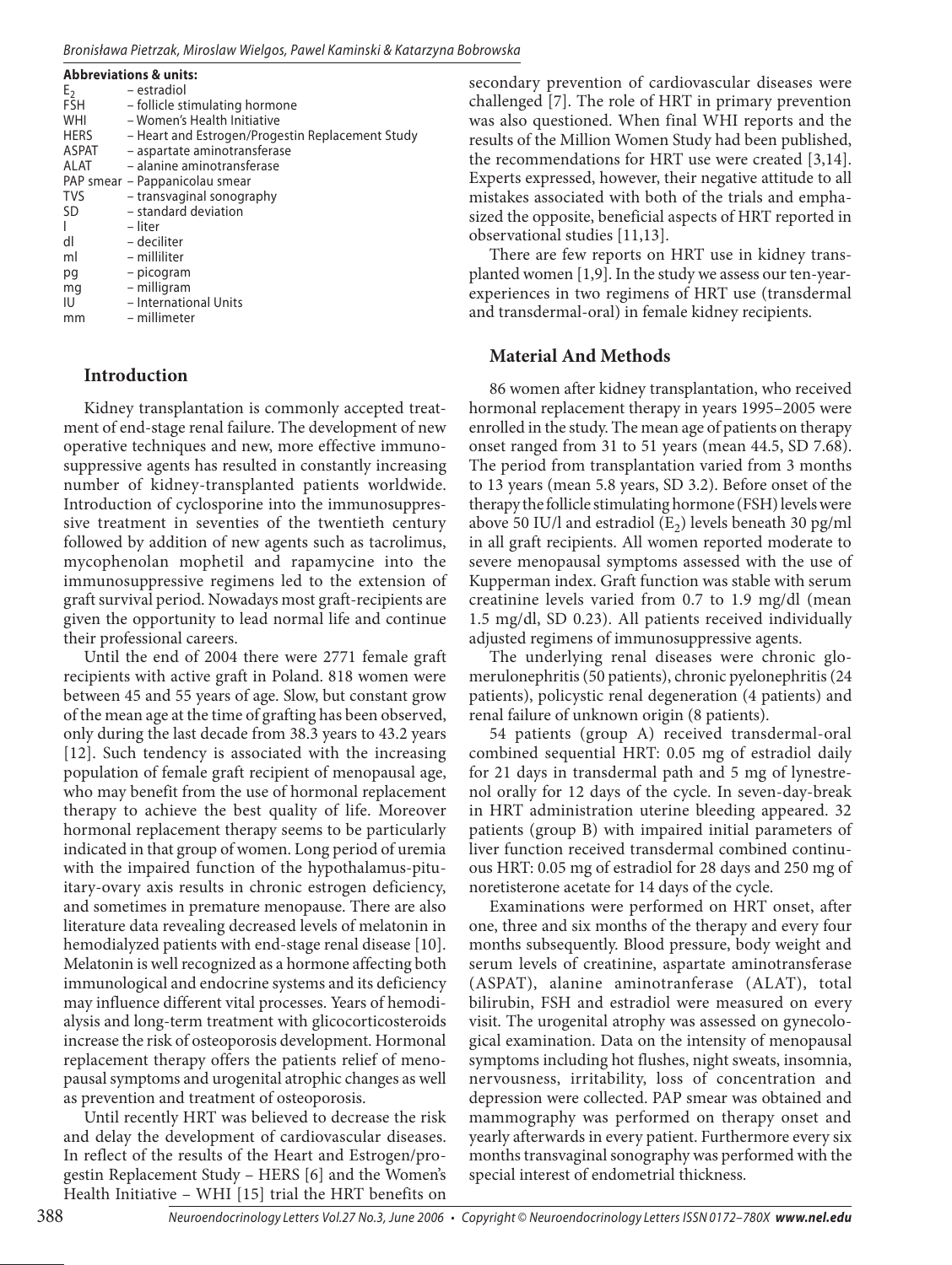**Abbreviations & units:**

| | |
|---|---|
| $E_2$ | – estradiol |
| FSH | – follicle stimulating hormone |
| WHI | – Women's Health Initiative |
| HERS | – Heart and Estrogen/Progestin Replacement Study |
| ASPAT | – aspartate aminotransferase |
| ALAT | – alanine aminotransferase |
| PAP smear | – Pappanicolau smear |
| TVS | – transvaginal sonography |
| SD | – standard deviation |
| l | – liter |
| dl | – deciliter |
| ml | – milliliter |
| pg | – picogram |
| mg | – milligram |
| IU | – International Units |
| mm | – millimeter |

## Introduction

Kidney transplantation is commonly accepted treatment of end-stage renal failure. The development of new operative techniques and new, more effective immunosuppressive agents has resulted in constantly increasing number of kidney-transplanted patients worldwide. Introduction of cyclosporine into the immunosuppressive treatment in seventies of the twentieth century followed by addition of new agents such as tacrolimus, mycophenolan mophetil and rapamycine into the immunosuppressive regimens led to the extension of graft survival period. Nowadays most graft-recipients are given the opportunity to lead normal life and continue their professional careers.

Until the end of 2004 there were 2771 female graft recipients with active graft in Poland. 818 women were between 45 and 55 years of age. Slow, but constant grow of the mean age at the time of grafting has been observed, only during the last decade from 38.3 years to 43.2 years [12]. Such tendency is associated with the increasing population of female graft recipient of menopausal age, who may benefit from the use of hormonal replacement therapy to achieve the best quality of life. Moreover hormonal replacement therapy seems to be particularly indicated in that group of women. Long period of uremia with the impaired function of the hypothalamus-pituitary-ovary axis results in chronic estrogen deficiency, and sometimes in premature menopause. There are also literature data revealing decreased levels of melatonin in hemodialyzed patients with end-stage renal disease [10]. Melatonin is well recognized as a hormone affecting both immunological and endocrine systems and its deficiency may influence different vital processes. Years of hemodialysis and long-term treatment with glicocorticosteroids increase the risk of osteoporosis development. Hormonal replacement therapy offers the patients relief of menopausal symptoms and urogenital atrophic changes as well as prevention and treatment of osteoporosis.

Until recently HRT was believed to decrease the risk and delay the development of cardiovascular diseases. In reflect of the results of the Heart and Estrogen/progestin Replacement Study – HERS [6] and the Women's Health Initiative – WHI [15] trial the HRT benefits on secondary prevention of cardiovascular diseases were challenged [7]. The role of HRT in primary prevention was also questioned. When final WHI reports and the results of the Million Women Study had been published, the recommendations for HRT use were created [3,14]. Experts expressed, however, their negative attitude to all mistakes associated with both of the trials and emphasized the opposite, beneficial aspects of HRT reported in observational studies [11,13].

There are few reports on HRT use in kidney transplanted women [1,9]. In the study we assess our ten-year-experiences in two regimens of HRT use (transdermal and transdermal-oral) in female kidney recipients.

## Material And Methods

86 women after kidney transplantation, who received hormonal replacement therapy in years 1995–2005 were enrolled in the study. The mean age of patients on therapy onset ranged from 31 to 51 years (mean 44.5, SD 7.68). The period from transplantation varied from 3 months to 13 years (mean 5.8 years, SD 3.2). Before onset of the therapy the follicle stimulating hormone (FSH) levels were above 50 IU/l and estradiol ($E_2$) levels beneath 30 pg/ml in all graft recipients. All women reported moderate to severe menopausal symptoms assessed with the use of Kupperman index. Graft function was stable with serum creatinine levels varied from 0.7 to 1.9 mg/dl (mean 1.5 mg/dl, SD 0.23). All patients received individually adjusted regimens of immunosuppressive agents.

The underlying renal diseases were chronic glomerulonephritis (50 patients), chronic pyelonephritis (24 patients), policystic renal degeneration (4 patients) and renal failure of unknown origin (8 patients).

54 patients (group A) received transdermal-oral combined sequential HRT: 0.05 mg of estradiol daily for 21 days in transdermal path and 5 mg of lynestrenol orally for 12 days of the cycle. In seven-day-break in HRT administration uterine bleeding appeared. 32 patients (group B) with impaired initial parameters of liver function received transdermal combined continuous HRT: 0.05 mg of estradiol for 28 days and 250 mg of noretisterone acetate for 14 days of the cycle.

Examinations were performed on HRT onset, after one, three and six months of the therapy and every four months subsequently. Blood pressure, body weight and serum levels of creatinine, aspartate aminotransferase (ASPAT), alanine aminotranferase (ALAT), total bilirubin, FSH and estradiol were measured on every visit. The urogenital atrophy was assessed on gynecological examination. Data on the intensity of menopausal symptoms including hot flushes, night sweats, insomnia, nervousness, irritability, loss of concentration and depression were collected. PAP smear was obtained and mammography was performed on therapy onset and yearly afterwards in every patient. Furthermore every six months transvaginal sonography was performed with the special interest of endometrial thickness.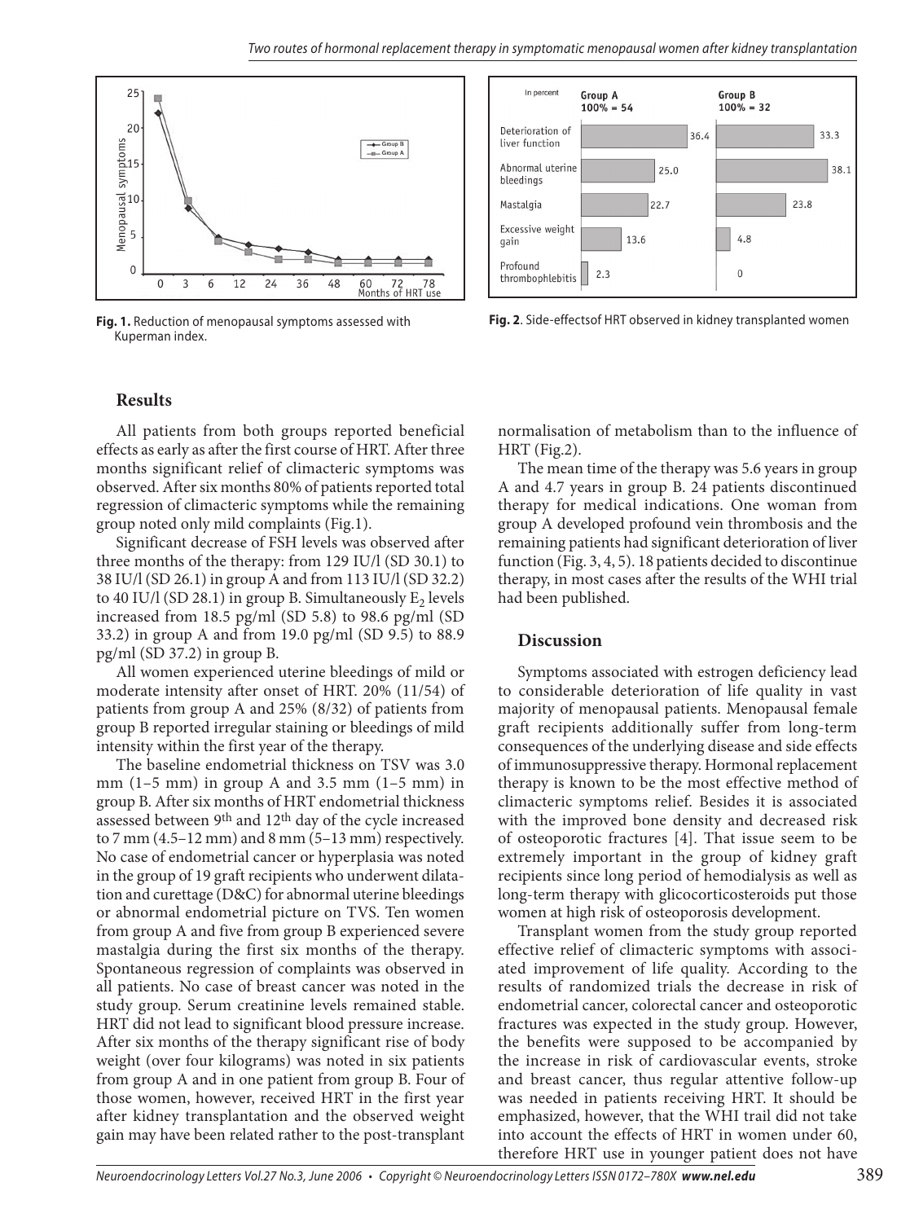Fig. 1. Reduction of menopausal symptoms assessed with Kuperman index.

Fig. 2. Side-effectsof HRT observed in kidney transplanted women

## Results

All patients from both groups reported beneficial effects as early as after the first course of HRT. After three months significant relief of climacteric symptoms was observed. After six months 80% of patients reported total regression of climacteric symptoms while the remaining group noted only mild complaints (Fig.1).

Significant decrease of FSH levels was observed after three months of the therapy: from 129 IU/l (SD 30.1) to 38 IU/l (SD 26.1) in group A and from 113 IU/l (SD 32.2) to 40 IU/l (SD 28.1) in group B. Simultaneously $E_2$ levels increased from 18.5 pg/ml (SD 5.8) to 98.6 pg/ml (SD 33.2) in group A and from 19.0 pg/ml (SD 9.5) to 88.9 pg/ml (SD 37.2) in group B.

All women experienced uterine bleedings of mild or moderate intensity after onset of HRT. 20% (11/54) of patients from group A and 25% (8/32) of patients from group B reported irregular staining or bleedings of mild intensity within the first year of the therapy.

The baseline endometrial thickness on TSV was 3.0 mm (1–5 mm) in group A and 3.5 mm (1–5 mm) in group B. After six months of HRT endometrial thickness assessed between 9th and 12th day of the cycle increased to 7 mm (4.5–12 mm) and 8 mm (5–13 mm) respectively. No case of endometrial cancer or hyperplasia was noted in the group of 19 graft recipients who underwent dilatation and curettage (D&C) for abnormal uterine bleedings or abnormal endometrial picture on TVS. Ten women from group A and five from group B experienced severe mastalgia during the first six months of the therapy. Spontaneous regression of complaints was observed in all patients. No case of breast cancer was noted in the study group. Serum creatinine levels remained stable. HRT did not lead to significant blood pressure increase. After six months of the therapy significant rise of body weight (over four kilograms) was noted in six patients from group A and in one patient from group B. Four of those women, however, received HRT in the first year after kidney transplantation and the observed weight gain may have been related rather to the post-transplant normalisation of metabolism than to the influence of HRT (Fig.2).

The mean time of the therapy was 5.6 years in group A and 4.7 years in group B. 24 patients discontinued therapy for medical indications. One woman from group A developed profound vein thrombosis and the remaining patients had significant deterioration of liver function (Fig. 3, 4, 5). 18 patients decided to discontinue therapy, in most cases after the results of the WHI trial had been published.

## Discussion

Symptoms associated with estrogen deficiency lead to considerable deterioration of life quality in vast majority of menopausal patients. Menopausal female graft recipients additionally suffer from long-term consequences of the underlying disease and side effects of immunosuppressive therapy. Hormonal replacement therapy is known to be the most effective method of climacteric symptoms relief. Besides it is associated with the improved bone density and decreased risk of osteoporotic fractures [4]. That issue seem to be extremely important in the group of kidney graft recipients since long period of hemodialysis as well as long-term therapy with glicocorticosteroids put those women at high risk of osteoporosis development.

Transplant women from the study group reported effective relief of climacteric symptoms with associated improvement of life quality. According to the results of randomized trials the decrease in risk of endometrial cancer, colorectal cancer and osteoporotic fractures was expected in the study group. However, the benefits were supposed to be accompanied by the increase in risk of cardiovascular events, stroke and breast cancer, thus regular attentive follow-up was needed in patients receiving HRT. It should be emphasized, however, that the WHI trail did not take into account the effects of HRT in women under 60, therefore HRT use in younger patient does not have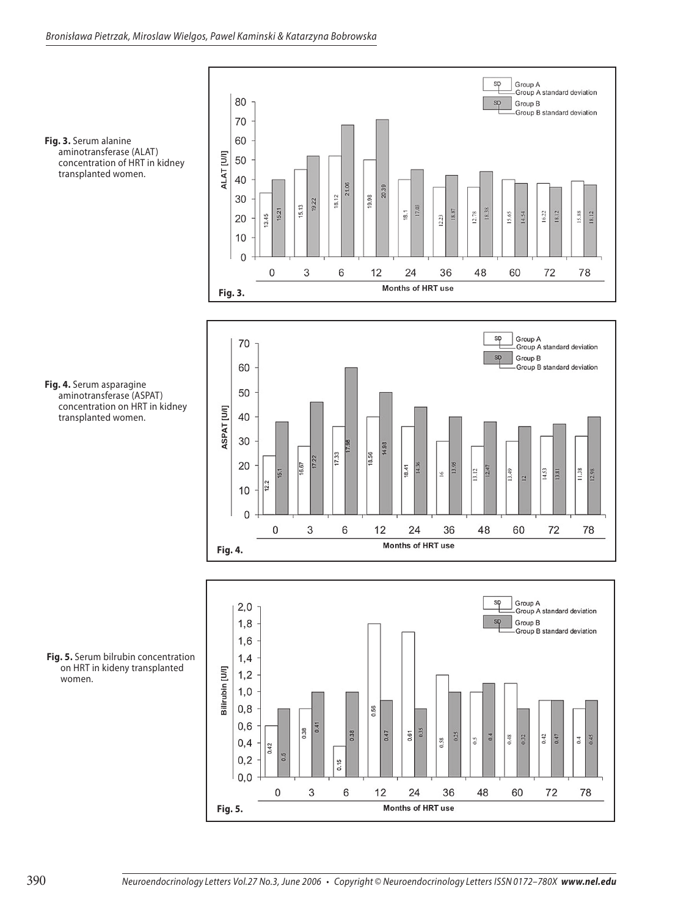**Fig. 3.** Serum alanine aminotransferase (ALAT) concentration of HRT in kidney transplanted women.

**Fig. 4.** Serum asparagine aminotransferase (ASPAT) concentration on HRT in kidney transplanted women.

**Fig. 5.** Serum bilrubin concentration on HRT in kideny transplanted women.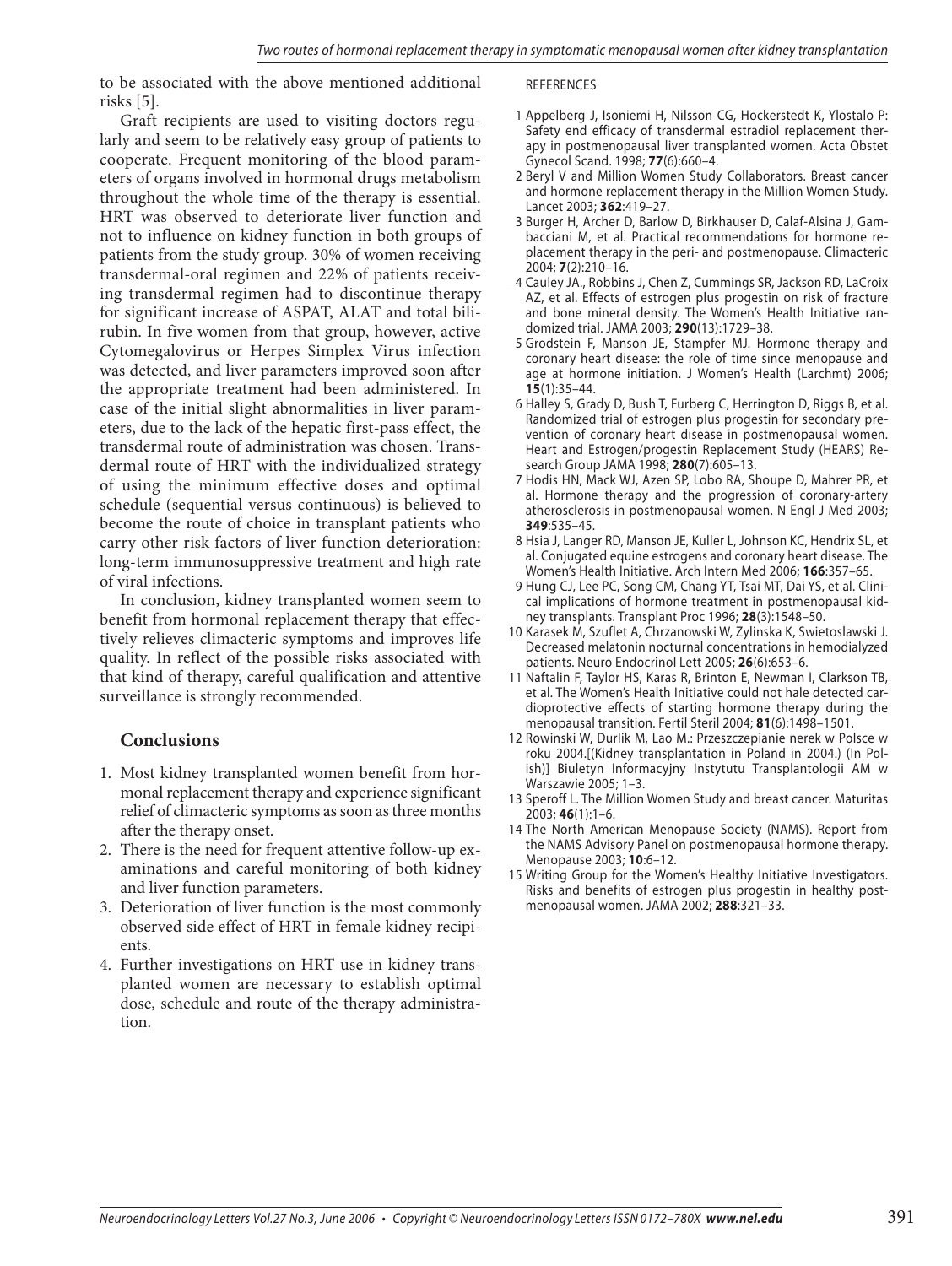to be associated with the above mentioned additional risks [5].

Graft recipients are used to visiting doctors regularly and seem to be relatively easy group of patients to cooperate. Frequent monitoring of the blood parameters of organs involved in hormonal drugs metabolism throughout the whole time of the therapy is essential. HRT was observed to deteriorate liver function and not to influence on kidney function in both groups of patients from the study group. 30% of women receiving transdermal-oral regimen and 22% of patients receiving transdermal regimen had to discontinue therapy for significant increase of ASPAT, ALAT and total bilirubin. In five women from that group, however, active Cytomegalovirus or Herpes Simplex Virus infection was detected, and liver parameters improved soon after the appropriate treatment had been administered. In case of the initial slight abnormalities in liver parameters, due to the lack of the hepatic first-pass effect, the transdermal route of administration was chosen. Transdermal route of HRT with the individualized strategy of using the minimum effective doses and optimal schedule (sequential versus continuous) is believed to become the route of choice in transplant patients who carry other risk factors of liver function deterioration: long-term immunosuppressive treatment and high rate of viral infections.

In conclusion, kidney transplanted women seem to benefit from hormonal replacement therapy that effectively relieves climacteric symptoms and improves life quality. In reflect of the possible risks associated with that kind of therapy, careful qualification and attentive surveillance is strongly recommended.

## Conclusions

1. Most kidney transplanted women benefit from hormonal replacement therapy and experience significant relief of climacteric symptoms as soon as three months after the therapy onset.
2. There is the need for frequent attentive follow-up examinations and careful monitoring of both kidney and liver function parameters.
3. Deterioration of liver function is the most commonly observed side effect of HRT in female kidney recipients.
4. Further investigations on HRT use in kidney transplanted women are necessary to establish optimal dose, schedule and route of the therapy administration.

REFERENCES

1 Appelberg J, Isoniemi H, Nilsson CG, Hockerstedt K, Ylostalo P: Safety end efficacy of transdermal estradiol replacement therapy in postmenopausal liver transplanted women. Acta Obstet Gynecol Scand. 1998; **77**(6):660–4.

2 Beryl V and Million Women Study Collaborators. Breast cancer and hormone replacement therapy in the Million Women Study. Lancet 2003; **362**:419–27.

3 Burger H, Archer D, Barlow D, Birkhauser D, Calaf-Alsina J, Gambacciani M, et al. Practical recommendations for hormone replacement therapy in the peri- and postmenopause. Climacteric 2004; **7**(2):210–16.

4 Cauley JA., Robbins J, Chen Z, Cummings SR, Jackson RD, LaCroix AZ, et al. Effects of estrogen plus progestin on risk of fracture and bone mineral density. The Women's Health Initiative randomized trial. JAMA 2003; **290**(13):1729–38.

5 Grodstein F, Manson JE, Stampfer MJ. Hormone therapy and coronary heart disease: the role of time since menopause and age at hormone initiation. J Women's Health (Larchmt) 2006; **15**(1):35–44.

6 Halley S, Grady D, Bush T, Furberg C, Herrington D, Riggs B, et al. Randomized trial of estrogen plus progestin for secondary prevention of coronary heart disease in postmenopausal women. Heart and Estrogen/progestin Replacement Study (HEARS) Research Group JAMA 1998; **280**(7):605–13.

7 Hodis HN, Mack WJ, Azen SP, Lobo RA, Shoupe D, Mahrer PR, et al. Hormone therapy and the progression of coronary-artery atherosclerosis in postmenopausal women. N Engl J Med 2003; **349**:535–45.

8 Hsia J, Langer RD, Manson JE, Kuller L, Johnson KC, Hendrix SL, et al. Conjugated equine estrogens and coronary heart disease. The Women's Health Initiative. Arch Intern Med 2006; **166**:357–65.

9 Hung CJ, Lee PC, Song CM, Chang YT, Tsai MT, Dai YS, et al. Clinical implications of hormone treatment in postmenopausal kidney transplants. Transplant Proc 1996; **28**(3):1548–50.

10 Karasek M, Szuflet A, Chrzanowski W, Zylinska K, Swietoslawski J. Decreased melatonin nocturnal concentrations in hemodialyzed patients. Neuro Endocrinol Lett 2005; **26**(6):653–6.

11 Naftalin F, Taylor HS, Karas R, Brinton E, Newman I, Clarkson TB, et al. The Women's Health Initiative could not hale detected cardioprotective effects of starting hormone therapy during the menopausal transition. Fertil Steril 2004; **81**(6):1498–1501.

12 Rowinski W, Durlik M, Lao M.: Przeszczepianie nerek w Polsce w roku 2004.[(Kidney transplantation in Poland in 2004.) (In Polish)] Biuletyn Informacyjny Instytutu Transplantologii AM w Warszawie 2005; 1–3.

13 Speroff L. The Million Women Study and breast cancer. Maturitas 2003; **46**(1):1–6.

14 The North American Menopause Society (NAMS). Report from the NAMS Advisory Panel on postmenopausal hormone therapy. Menopause 2003; **10**:6–12.

15 Writing Group for the Women's Healthy Initiative Investigators. Risks and benefits of estrogen plus progestin in healthy postmenopausal women. JAMA 2002; **288**:321–33.